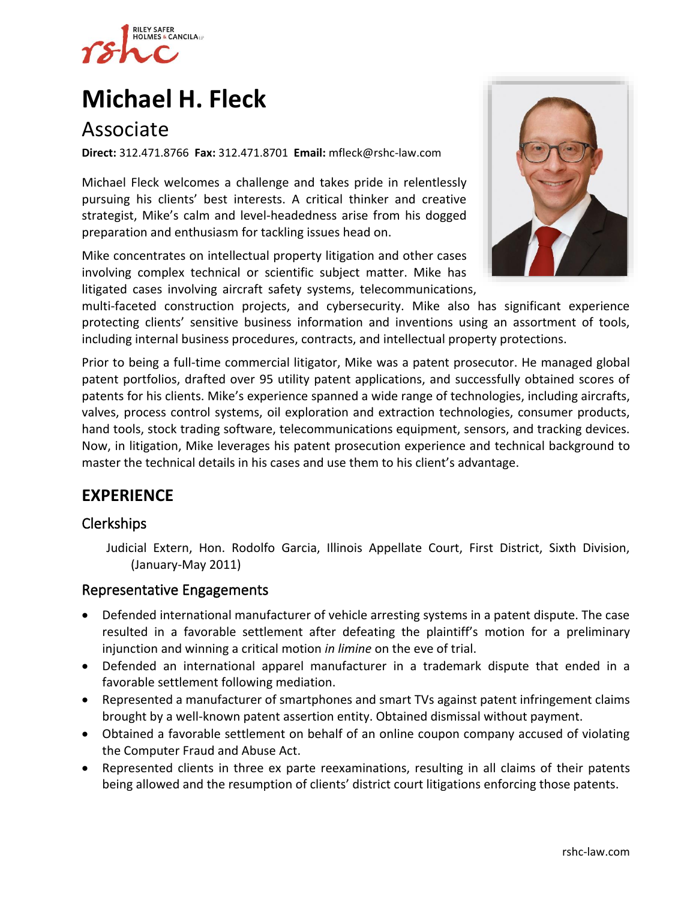# Michael H. Fleck

## Associate

**Direct:** 312.471.8766 **Fax:** 312.471.8701 **Email:** mfleck@rshc-law.com

Michael Fleck welcomes a challenge and takes pride in relentlessly pursuing his clients' best interests. A critical thinker and creative strategist, Mike's calm and level-headedness arise from his dogged preparation and enthusiasm for tackling issues head on.

Mike concentrates on intellectual property litigation and other cases involving complex technical or scientific subject matter. Mike has litigated cases involving aircraft safety systems, telecommunications, multi-faceted construction projects, and cybersecurity. Mike also has significant experience protecting clients' sensitive business information and inventions using an assortment of tools, including internal business procedures, contracts, and intellectual property protections.

Prior to being a full-time commercial litigator, Mike was a patent prosecutor. He managed global patent portfolios, drafted over 95 utility patent applications, and successfully obtained scores of patents for his clients. Mike's experience spanned a wide range of technologies, including aircrafts, valves, process control systems, oil exploration and extraction technologies, consumer products, hand tools, stock trading software, telecommunications equipment, sensors, and tracking devices. Now, in litigation, Mike leverages his patent prosecution experience and technical background to master the technical details in his cases and use them to his client's advantage.

## EXPERIENCE

### Clerkships

Judicial Extern, Hon. Rodolfo Garcia, Illinois Appellate Court, First District, Sixth Division, (January-May 2011)

### Representative Engagements

- Defended international manufacturer of vehicle arresting systems in a patent dispute. The case resulted in a favorable settlement after defeating the plaintiff's motion for a preliminary injunction and winning a critical motion *in limine* on the eve of trial.
- Defended an international apparel manufacturer in a trademark dispute that ended in a favorable settlement following mediation.
- Represented a manufacturer of smartphones and smart TVs against patent infringement claims brought by a well-known patent assertion entity. Obtained dismissal without payment.
- Obtained a favorable settlement on behalf of an online coupon company accused of violating the Computer Fraud and Abuse Act.
- Represented clients in three ex parte reexaminations, resulting in all claims of their patents being allowed and the resumption of clients' district court litigations enforcing those patents.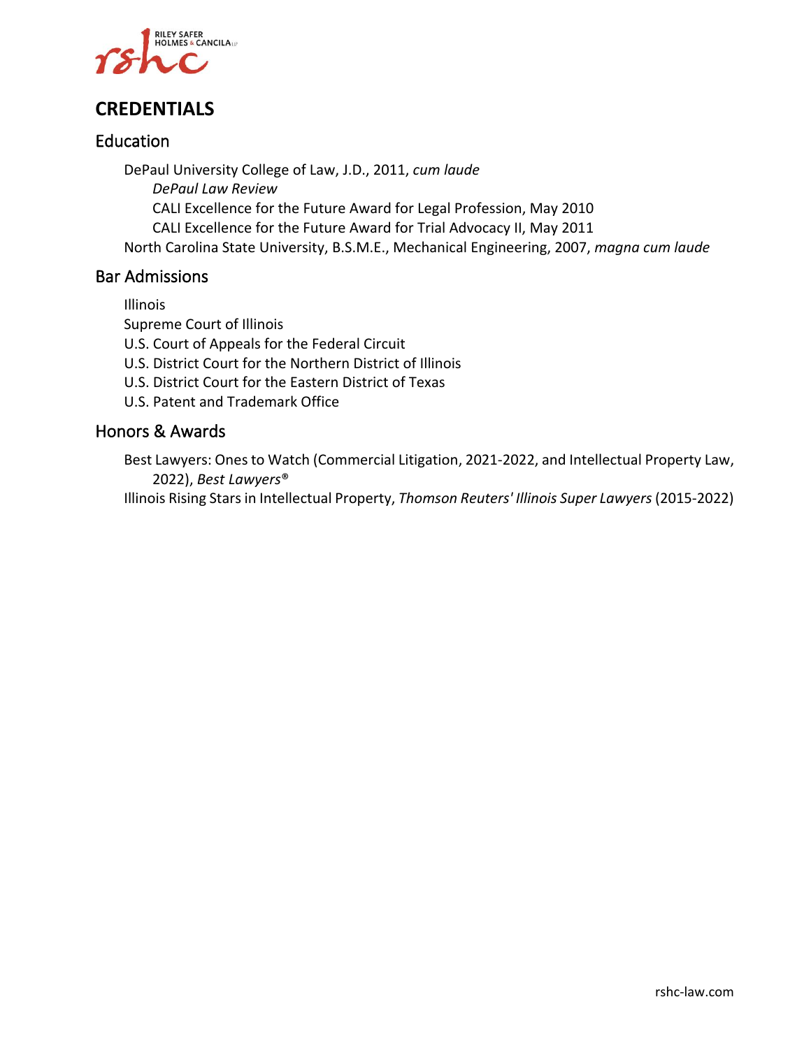## CREDENTIALS

### Education

DePaul University College of Law, J.D., 2011, *cum laude*
- *DePaul Law Review*
- CALI Excellence for the Future Award for Legal Profession, May 2010
- CALI Excellence for the Future Award for Trial Advocacy II, May 2011

North Carolina State University, B.S.M.E., Mechanical Engineering, 2007, *magna cum laude*

### Bar Admissions

Illinois
Supreme Court of Illinois
U.S. Court of Appeals for the Federal Circuit
U.S. District Court for the Northern District of Illinois
U.S. District Court for the Eastern District of Texas
U.S. Patent and Trademark Office

### Honors & Awards

Best Lawyers: Ones to Watch (Commercial Litigation, 2021-2022, and Intellectual Property Law, 2022), *Best Lawyers®*

Illinois Rising Stars in Intellectual Property, *Thomson Reuters' Illinois Super Lawyers* (2015-2022)